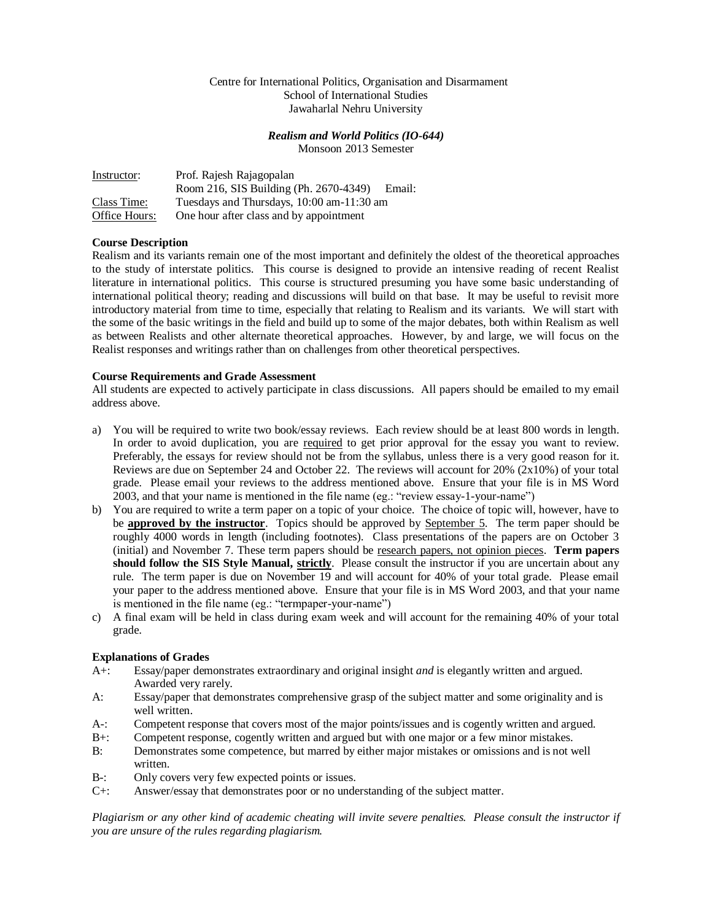Centre for International Politics, Organisation and Disarmament
School of International Studies
Jawaharlal Nehru University

***Realism and World Politics (IO-644)***
Monsoon 2013 Semester

| | |
|---|---|
| Instructor: | Prof. Rajesh Rajagopalan |
| | Room 216, SIS Building (Ph. 2670-4349) Email: |
| Class Time: | Tuesdays and Thursdays, 10:00 am-11:30 am |
| Office Hours: | One hour after class and by appointment |

**Course Description**

Realism and its variants remain one of the most important and definitely the oldest of the theoretical approaches to the study of interstate politics. This course is designed to provide an intensive reading of recent Realist literature in international politics. This course is structured presuming you have some basic understanding of international political theory; reading and discussions will build on that base. It may be useful to revisit more introductory material from time to time, especially that relating to Realism and its variants. We will start with the some of the basic writings in the field and build up to some of the major debates, both within Realism as well as between Realists and other alternate theoretical approaches. However, by and large, we will focus on the Realist responses and writings rather than on challenges from other theoretical perspectives.

**Course Requirements and Grade Assessment**

All students are expected to actively participate in class discussions. All papers should be emailed to my email address above.

a) You will be required to write two book/essay reviews. Each review should be at least 800 words in length. In order to avoid duplication, you are required to get prior approval for the essay you want to review. Preferably, the essays for review should not be from the syllabus, unless there is a very good reason for it. Reviews are due on September 24 and October 22. The reviews will account for 20% (2x10%) of your total grade. Please email your reviews to the address mentioned above. Ensure that your file is in MS Word 2003, and that your name is mentioned in the file name (eg.: "review essay-1-your-name")
b) You are required to write a term paper on a topic of your choice. The choice of topic will, however, have to be **approved by the instructor**. Topics should be approved by September 5. The term paper should be roughly 4000 words in length (including footnotes). Class presentations of the papers are on October 3 (initial) and November 7. These term papers should be research papers, not opinion pieces. **Term papers should follow the SIS Style Manual, strictly**. Please consult the instructor if you are uncertain about any rule. The term paper is due on November 19 and will account for 40% of your total grade. Please email your paper to the address mentioned above. Ensure that your file is in MS Word 2003, and that your name is mentioned in the file name (eg.: "termpaper-your-name")
c) A final exam will be held in class during exam week and will account for the remaining 40% of your total grade.

**Explanations of Grades**

- A+: Essay/paper demonstrates extraordinary and original insight *and* is elegantly written and argued. Awarded very rarely.
- A: Essay/paper that demonstrates comprehensive grasp of the subject matter and some originality and is well written.
- A-: Competent response that covers most of the major points/issues and is cogently written and argued.
- B+: Competent response, cogently written and argued but with one major or a few minor mistakes.
- B: Demonstrates some competence, but marred by either major mistakes or omissions and is not well written.
- B-: Only covers very few expected points or issues.
- C+: Answer/essay that demonstrates poor or no understanding of the subject matter.

*Plagiarism or any other kind of academic cheating will invite severe penalties. Please consult the instructor if you are unsure of the rules regarding plagiarism.*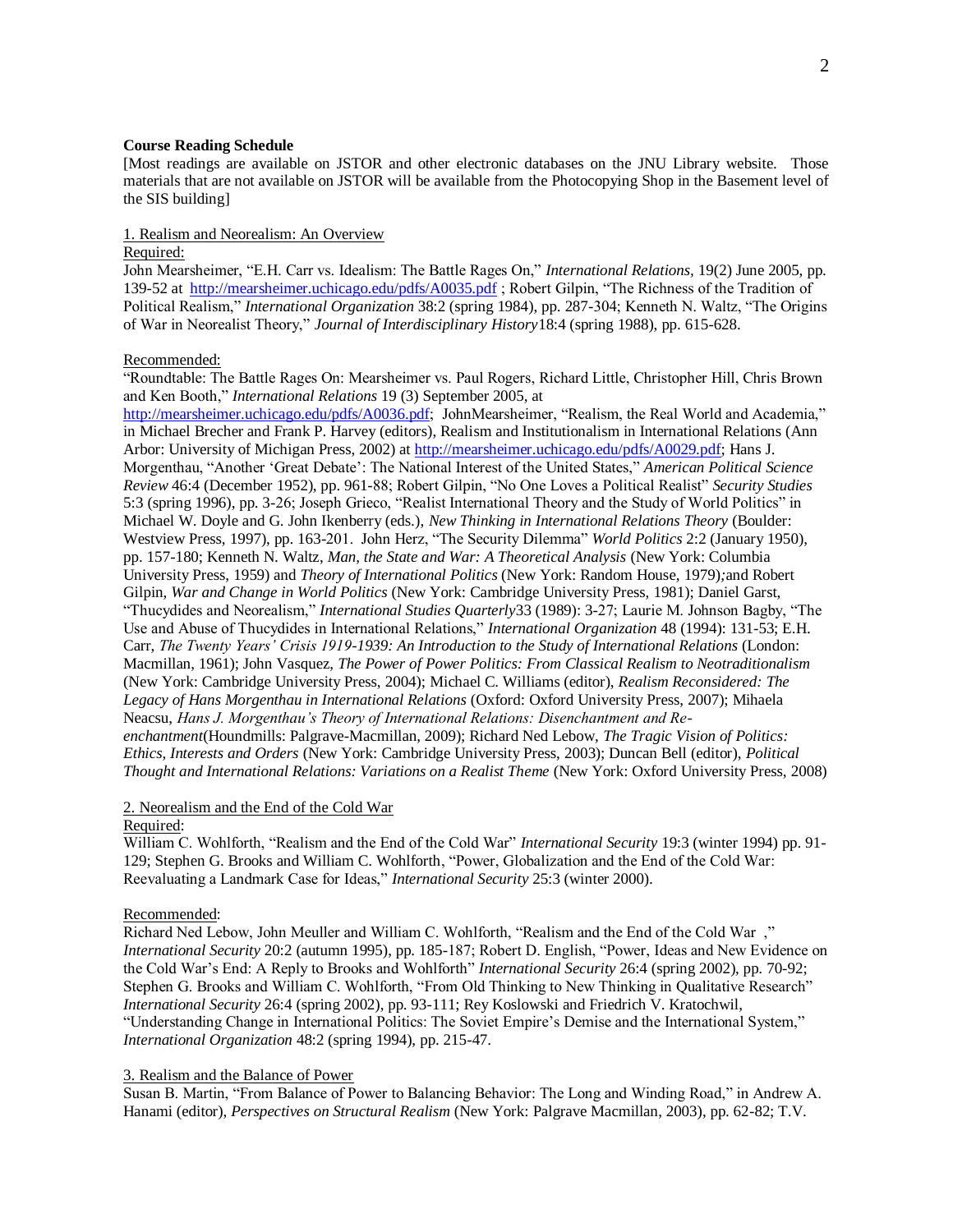**Course Reading Schedule**

[Most readings are available on JSTOR and other electronic databases on the JNU Library website. Those materials that are not available on JSTOR will be available from the Photocopying Shop in the Basement level of the SIS building]

1. Realism and Neorealism: An Overview

Required:

John Mearsheimer, "E.H. Carr vs. Idealism: The Battle Rages On," *International Relations*, 19(2) June 2005, pp. 139-52 at http://mearsheimer.uchicago.edu/pdfs/A0035.pdf ; Robert Gilpin, "The Richness of the Tradition of Political Realism," *International Organization* 38:2 (spring 1984), pp. 287-304; Kenneth N. Waltz, "The Origins of War in Neorealist Theory," *Journal of Interdisciplinary History*18:4 (spring 1988), pp. 615-628.

Recommended:

"Roundtable: The Battle Rages On: Mearsheimer vs. Paul Rogers, Richard Little, Christopher Hill, Chris Brown and Ken Booth," *International Relations* 19 (3) September 2005, at http://mearsheimer.uchicago.edu/pdfs/A0036.pdf; JohnMearsheimer, "Realism, the Real World and Academia," in Michael Brecher and Frank P. Harvey (editors), Realism and Institutionalism in International Relations (Ann Arbor: University of Michigan Press, 2002) at http://mearsheimer.uchicago.edu/pdfs/A0029.pdf; Hans J. Morgenthau, "Another 'Great Debate': The National Interest of the United States," *American Political Science Review* 46:4 (December 1952), pp. 961-88; Robert Gilpin, "No One Loves a Political Realist" *Security Studies* 5:3 (spring 1996), pp. 3-26; Joseph Grieco, "Realist International Theory and the Study of World Politics" in Michael W. Doyle and G. John Ikenberry (eds.), *New Thinking in International Relations Theory* (Boulder: Westview Press, 1997), pp. 163-201. John Herz, "The Security Dilemma" *World Politics* 2:2 (January 1950), pp. 157-180; Kenneth N. Waltz, *Man, the State and War: A Theoretical Analysis* (New York: Columbia University Press, 1959) and *Theory of International Politics* (New York: Random House, 1979);and Robert Gilpin, *War and Change in World Politics* (New York: Cambridge University Press, 1981); Daniel Garst, "Thucydides and Neorealism," *International Studies Quarterly*33 (1989): 3-27; Laurie M. Johnson Bagby, "The Use and Abuse of Thucydides in International Relations," *International Organization* 48 (1994): 131-53; E.H. Carr, *The Twenty Years' Crisis 1919-1939: An Introduction to the Study of International Relations* (London: Macmillan, 1961); John Vasquez, *The Power of Power Politics: From Classical Realism to Neotraditionalism* (New York: Cambridge University Press, 2004); Michael C. Williams (editor), *Realism Reconsidered: The Legacy of Hans Morgenthau in International Relations* (Oxford: Oxford University Press, 2007); Mihaela Neacsu, *Hans J. Morgenthau's Theory of International Relations: Disenchantment and Re-enchantment*(Houndmills: Palgrave-Macmillan, 2009); Richard Ned Lebow, *The Tragic Vision of Politics: Ethics, Interests and Orders* (New York: Cambridge University Press, 2003); Duncan Bell (editor), *Political Thought and International Relations: Variations on a Realist Theme* (New York: Oxford University Press, 2008)

2. Neorealism and the End of the Cold War

Required:

William C. Wohlforth, "Realism and the End of the Cold War" *International Security* 19:3 (winter 1994) pp. 91-129; Stephen G. Brooks and William C. Wohlforth, "Power, Globalization and the End of the Cold War: Reevaluating a Landmark Case for Ideas," *International Security* 25:3 (winter 2000).

Recommended:

Richard Ned Lebow, John Meuller and William C. Wohlforth, "Realism and the End of the Cold War ," *International Security* 20:2 (autumn 1995), pp. 185-187; Robert D. English, "Power, Ideas and New Evidence on the Cold War's End: A Reply to Brooks and Wohlforth" *International Security* 26:4 (spring 2002), pp. 70-92; Stephen G. Brooks and William C. Wohlforth, "From Old Thinking to New Thinking in Qualitative Research" *International Security* 26:4 (spring 2002), pp. 93-111; Rey Koslowski and Friedrich V. Kratochwil, "Understanding Change in International Politics: The Soviet Empire's Demise and the International System," *International Organization* 48:2 (spring 1994), pp. 215-47.

3. Realism and the Balance of Power

Susan B. Martin, "From Balance of Power to Balancing Behavior: The Long and Winding Road," in Andrew A. Hanami (editor), *Perspectives on Structural Realism* (New York: Palgrave Macmillan, 2003), pp. 62-82; T.V.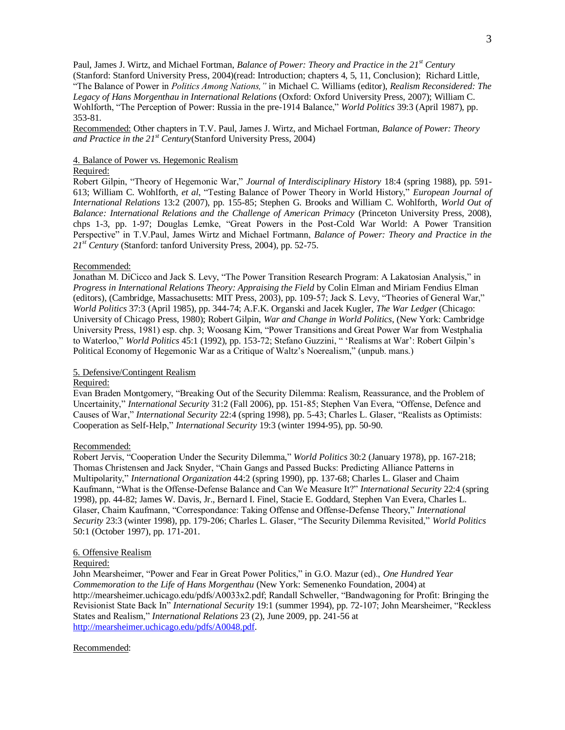Paul, James J. Wirtz, and Michael Fortman, *Balance of Power: Theory and Practice in the 21st Century* (Stanford: Stanford University Press, 2004)(read: Introduction; chapters 4, 5, 11, Conclusion); Richard Little, "The Balance of Power in *Politics Among Nations,"* in Michael C. Williams (editor), *Realism Reconsidered: The Legacy of Hans Morgenthau in International Relations* (Oxford: Oxford University Press, 2007); William C. Wohlforth, "The Perception of Power: Russia in the pre-1914 Balance," *World Politics* 39:3 (April 1987), pp. 353-81.

Recommended: Other chapters in T.V. Paul, James J. Wirtz, and Michael Fortman, *Balance of Power: Theory and Practice in the 21st Century*(Stanford University Press, 2004)

4. Balance of Power vs. Hegemonic Realism

Required:

Robert Gilpin, "Theory of Hegemonic War," *Journal of Interdisciplinary History* 18:4 (spring 1988), pp. 591-613; William C. Wohlforth, *et al*, "Testing Balance of Power Theory in World History," *European Journal of International Relations* 13:2 (2007), pp. 155-85; Stephen G. Brooks and William C. Wohlforth, *World Out of Balance: International Relations and the Challenge of American Primacy* (Princeton University Press, 2008), chps 1-3, pp. 1-97; Douglas Lemke, "Great Powers in the Post-Cold War World: A Power Transition Perspective" in T.V.Paul, James Wirtz and Michael Fortmann, *Balance of Power: Theory and Practice in the 21st Century* (Stanford: tanford University Press, 2004), pp. 52-75.

Recommended:

Jonathan M. DiCicco and Jack S. Levy, "The Power Transition Research Program: A Lakatosian Analysis," in *Progress in International Relations Theory: Appraising the Field* by Colin Elman and Miriam Fendius Elman (editors), (Cambridge, Massachusetts: MIT Press, 2003), pp. 109-57; Jack S. Levy, "Theories of General War," *World Politics* 37:3 (April 1985), pp. 344-74; A.F.K. Organski and Jacek Kugler, *The War Ledger* (Chicago: University of Chicago Press, 1980); Robert Gilpin, *War and Change in World Politics*, (New York: Cambridge University Press, 1981) esp. chp. 3; Woosang Kim, "Power Transitions and Great Power War from Westphalia to Waterloo," *World Politics* 45:1 (1992), pp. 153-72; Stefano Guzzini, " 'Realisms at War': Robert Gilpin's Political Economy of Hegemonic War as a Critique of Waltz's Noerealism," (unpub. mans.)

5. Defensive/Contingent Realism

Required:

Evan Braden Montgomery, "Breaking Out of the Security Dilemma: Realism, Reassurance, and the Problem of Uncertainity," *International Security* 31:2 (Fall 2006), pp. 151-85; Stephen Van Evera, "Offense, Defence and Causes of War," *International Security* 22:4 (spring 1998), pp. 5-43; Charles L. Glaser, "Realists as Optimists: Cooperation as Self-Help," *International Security* 19:3 (winter 1994-95), pp. 50-90.

Recommended:

Robert Jervis, "Cooperation Under the Security Dilemma," *World Politics* 30:2 (January 1978), pp. 167-218; Thomas Christensen and Jack Snyder, "Chain Gangs and Passed Bucks: Predicting Alliance Patterns in Multipolarity," *International Organization* 44:2 (spring 1990), pp. 137-68; Charles L. Glaser and Chaim Kaufmann, "What is the Offense-Defense Balance and Can We Measure It?" *International Security* 22:4 (spring 1998), pp. 44-82; James W. Davis, Jr., Bernard I. Finel, Stacie E. Goddard, Stephen Van Evera, Charles L. Glaser, Chaim Kaufmann, "Correspondance: Taking Offense and Offense-Defense Theory," *International Security* 23:3 (winter 1998), pp. 179-206; Charles L. Glaser, "The Security Dilemma Revisited," *World Politics* 50:1 (October 1997), pp. 171-201.

6. Offensive Realism

Required:

John Mearsheimer, "Power and Fear in Great Power Politics," in G.O. Mazur (ed)., *One Hundred Year Commemoration to the Life of Hans Morgenthau* (New York: Semenenko Foundation, 2004) at http://mearsheimer.uchicago.edu/pdfs/A0033x2.pdf; Randall Schweller, "Bandwagoning for Profit: Bringing the Revisionist State Back In" *International Security* 19:1 (summer 1994), pp. 72-107; John Mearsheimer, "Reckless States and Realism," *International Relations* 23 (2), June 2009, pp. 241-56 at http://mearsheimer.uchicago.edu/pdfs/A0048.pdf.

Recommended: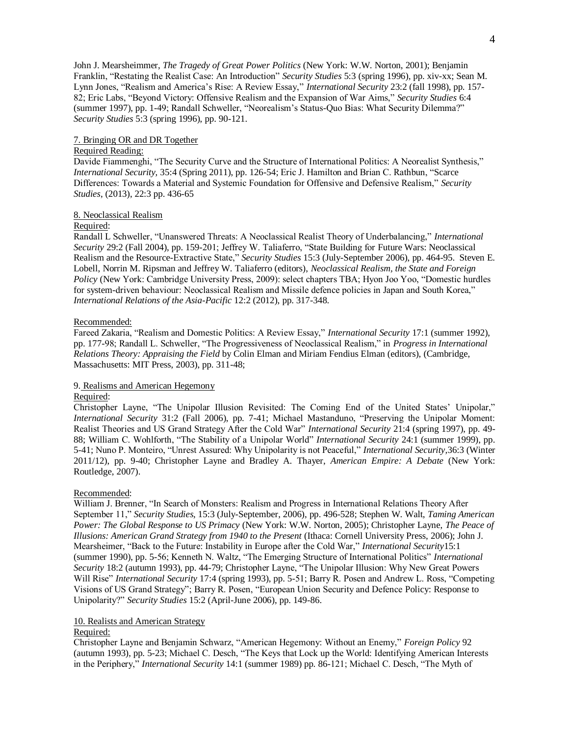John J. Mearsheimmer, *The Tragedy of Great Power Politics* (New York: W.W. Norton, 2001); Benjamin Franklin, "Restating the Realist Case: An Introduction" *Security Studies* 5:3 (spring 1996), pp. xiv-xx; Sean M. Lynn Jones, "Realism and America's Rise: A Review Essay," *International Security* 23:2 (fall 1998), pp. 157-82; Eric Labs, "Beyond Victory: Offensive Realism and the Expansion of War Aims," *Security Studies* 6:4 (summer 1997), pp. 1-49; Randall Schweller, "Neorealism's Status-Quo Bias: What Security Dilemma?" *Security Studies* 5:3 (spring 1996), pp. 90-121.

7. Bringing OR and DR Together

Required Reading:

Davide Fiammenghi, "The Security Curve and the Structure of International Politics: A Neorealist Synthesis," *International Security*, 35:4 (Spring 2011), pp. 126-54; Eric J. Hamilton and Brian C. Rathbun, "Scarce Differences: Towards a Material and Systemic Foundation for Offensive and Defensive Realism," *Security Studies*, (2013), 22:3 pp. 436-65

8. Neoclassical Realism

Required:

Randall L Schweller, "Unanswered Threats: A Neoclassical Realist Theory of Underbalancing," *International Security* 29:2 (Fall 2004), pp. 159-201; Jeffrey W. Taliaferro, "State Building for Future Wars: Neoclassical Realism and the Resource-Extractive State," *Security Studies* 15:3 (July-September 2006), pp. 464-95. Steven E. Lobell, Norrin M. Ripsman and Jeffrey W. Taliaferro (editors), *Neoclassical Realism, the State and Foreign Policy* (New York: Cambridge University Press, 2009): select chapters TBA; Hyon Joo Yoo, "Domestic hurdles for system-driven behaviour: Neoclassical Realism and Missile defence policies in Japan and South Korea," *International Relations of the Asia-Pacific* 12:2 (2012), pp. 317-348.

Recommended:

Fareed Zakaria, "Realism and Domestic Politics: A Review Essay," *International Security* 17:1 (summer 1992), pp. 177-98; Randall L. Schweller, "The Progressiveness of Neoclassical Realism," in *Progress in International Relations Theory: Appraising the Field* by Colin Elman and Miriam Fendius Elman (editors), (Cambridge, Massachusetts: MIT Press, 2003), pp. 311-48;

9. Realisms and American Hegemony

Required:

Christopher Layne, "The Unipolar Illusion Revisited: The Coming End of the United States' Unipolar," *International Security* 31:2 (Fall 2006), pp. 7-41; Michael Mastanduno, "Preserving the Unipolar Moment: Realist Theories and US Grand Strategy After the Cold War" *International Security* 21:4 (spring 1997), pp. 49-88; William C. Wohlforth, "The Stability of a Unipolar World" *International Security* 24:1 (summer 1999), pp. 5-41; Nuno P. Monteiro, "Unrest Assured: Why Unipolarity is not Peaceful," *International Security*,36:3 (Winter 2011/12), pp. 9-40; Christopher Layne and Bradley A. Thayer, *American Empire: A Debate* (New York: Routledge, 2007).

Recommended:

William J. Brenner, "In Search of Monsters: Realism and Progress in International Relations Theory After September 11," *Security Studies*, 15:3 (July-September, 2006), pp. 496-528; Stephen W. Walt, *Taming American Power: The Global Response to US Primacy* (New York: W.W. Norton, 2005); Christopher Layne, *The Peace of Illusions: American Grand Strategy from 1940 to the Present* (Ithaca: Cornell University Press, 2006); John J. Mearsheimer, "Back to the Future: Instability in Europe after the Cold War," *International Security*15:1 (summer 1990), pp. 5-56; Kenneth N. Waltz, "The Emerging Structure of International Politics" *International Security* 18:2 (autumn 1993), pp. 44-79; Christopher Layne, "The Unipolar Illusion: Why New Great Powers Will Rise" *International Security* 17:4 (spring 1993), pp. 5-51; Barry R. Posen and Andrew L. Ross, "Competing Visions of US Grand Strategy"; Barry R. Posen, "European Union Security and Defence Policy: Response to Unipolarity?" *Security Studies* 15:2 (April-June 2006), pp. 149-86.

10. Realists and American Strategy

Required:

Christopher Layne and Benjamin Schwarz, "American Hegemony: Without an Enemy," *Foreign Policy* 92 (autumn 1993), pp. 5-23; Michael C. Desch, "The Keys that Lock up the World: Identifying American Interests in the Periphery," *International Security* 14:1 (summer 1989) pp. 86-121; Michael C. Desch, "The Myth of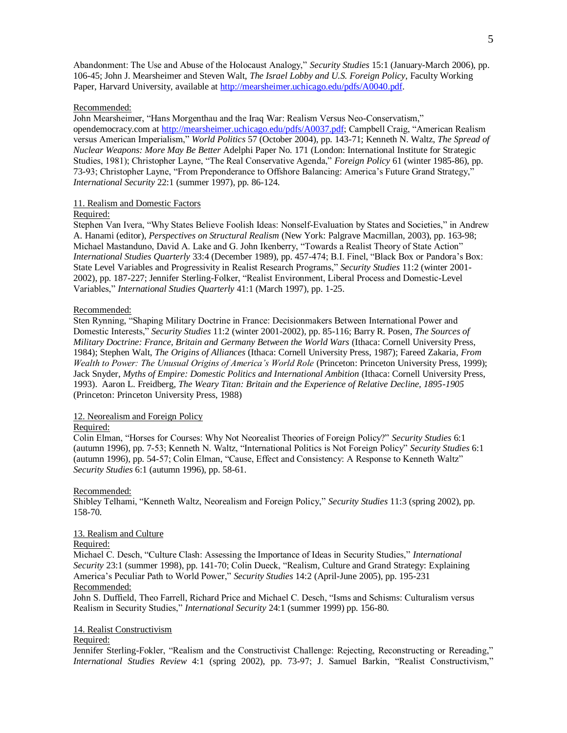Abandonment: The Use and Abuse of the Holocaust Analogy," *Security Studies* 15:1 (January-March 2006), pp. 106-45; John J. Mearsheimer and Steven Walt, *The Israel Lobby and U.S. Foreign Policy*, Faculty Working Paper, Harvard University, available at http://mearsheimer.uchicago.edu/pdfs/A0040.pdf.

Recommended:
John Mearsheimer, "Hans Morgenthau and the Iraq War: Realism Versus Neo-Conservatism," opendemocracy.com at http://mearsheimer.uchicago.edu/pdfs/A0037.pdf; Campbell Craig, "American Realism versus American Imperialism," *World Politics* 57 (October 2004), pp. 143-71; Kenneth N. Waltz, *The Spread of Nuclear Weapons: More May Be Better* Adelphi Paper No. 171 (London: International Institute for Strategic Studies, 1981); Christopher Layne, "The Real Conservative Agenda," *Foreign Policy* 61 (winter 1985-86), pp. 73-93; Christopher Layne, "From Preponderance to Offshore Balancing: America's Future Grand Strategy," *International Security* 22:1 (summer 1997), pp. 86-124.

11. Realism and Domestic Factors
Required:
Stephen Van Ivera, "Why States Believe Foolish Ideas: Nonself-Evaluation by States and Societies," in Andrew A. Hanami (editor), *Perspectives on Structural Realism* (New York: Palgrave Macmillan, 2003), pp. 163-98; Michael Mastanduno, David A. Lake and G. John Ikenberry, "Towards a Realist Theory of State Action" *International Studies Quarterly* 33:4 (December 1989), pp. 457-474; B.I. Finel, "Black Box or Pandora's Box: State Level Variables and Progressivity in Realist Research Programs," *Security Studies* 11:2 (winter 2001-2002), pp. 187-227; Jennifer Sterling-Folker, "Realist Environment, Liberal Process and Domestic-Level Variables," *International Studies Quarterly* 41:1 (March 1997), pp. 1-25.

Recommended:
Sten Rynning, "Shaping Military Doctrine in France: Decisionmakers Between International Power and Domestic Interests," *Security Studies* 11:2 (winter 2001-2002), pp. 85-116; Barry R. Posen, *The Sources of Military Doctrine: France, Britain and Germany Between the World Wars* (Ithaca: Cornell University Press, 1984); Stephen Walt, *The Origins of Alliances* (Ithaca: Cornell University Press, 1987); Fareed Zakaria, *From Wealth to Power: The Unusual Origins of America's World Role* (Princeton: Princeton University Press, 1999); Jack Snyder, *Myths of Empire: Domestic Politics and International Ambition* (Ithaca: Cornell University Press, 1993). Aaron L. Freidberg, *The Weary Titan: Britain and the Experience of Relative Decline, 1895-1905* (Princeton: Princeton University Press, 1988)

12. Neorealism and Foreign Policy
Required:
Colin Elman, "Horses for Courses: Why Not Neorealist Theories of Foreign Policy?" *Security Studies* 6:1 (autumn 1996), pp. 7-53; Kenneth N. Waltz, "International Politics is Not Foreign Policy" *Security Studies* 6:1 (autumn 1996), pp. 54-57; Colin Elman, "Cause, Effect and Consistency: A Response to Kenneth Waltz" *Security Studies* 6:1 (autumn 1996), pp. 58-61.

Recommended:
Shibley Telhami, "Kenneth Waltz, Neorealism and Foreign Policy," *Security Studies* 11:3 (spring 2002), pp. 158-70.

13. Realism and Culture
Required:
Michael C. Desch, "Culture Clash: Assessing the Importance of Ideas in Security Studies," *International Security* 23:1 (summer 1998), pp. 141-70; Colin Dueck, "Realism, Culture and Grand Strategy: Explaining America's Peculiar Path to World Power," *Security Studies* 14:2 (April-June 2005), pp. 195-231
Recommended:
John S. Duffield, Theo Farrell, Richard Price and Michael C. Desch, "Isms and Schisms: Culturalism versus Realism in Security Studies," *International Security* 24:1 (summer 1999) pp. 156-80.

14. Realist Constructivism
Required:
Jennifer Sterling-Fokler, "Realism and the Constructivist Challenge: Rejecting, Reconstructing or Rereading," *International Studies Review* 4:1 (spring 2002), pp. 73-97; J. Samuel Barkin, "Realist Constructivism,"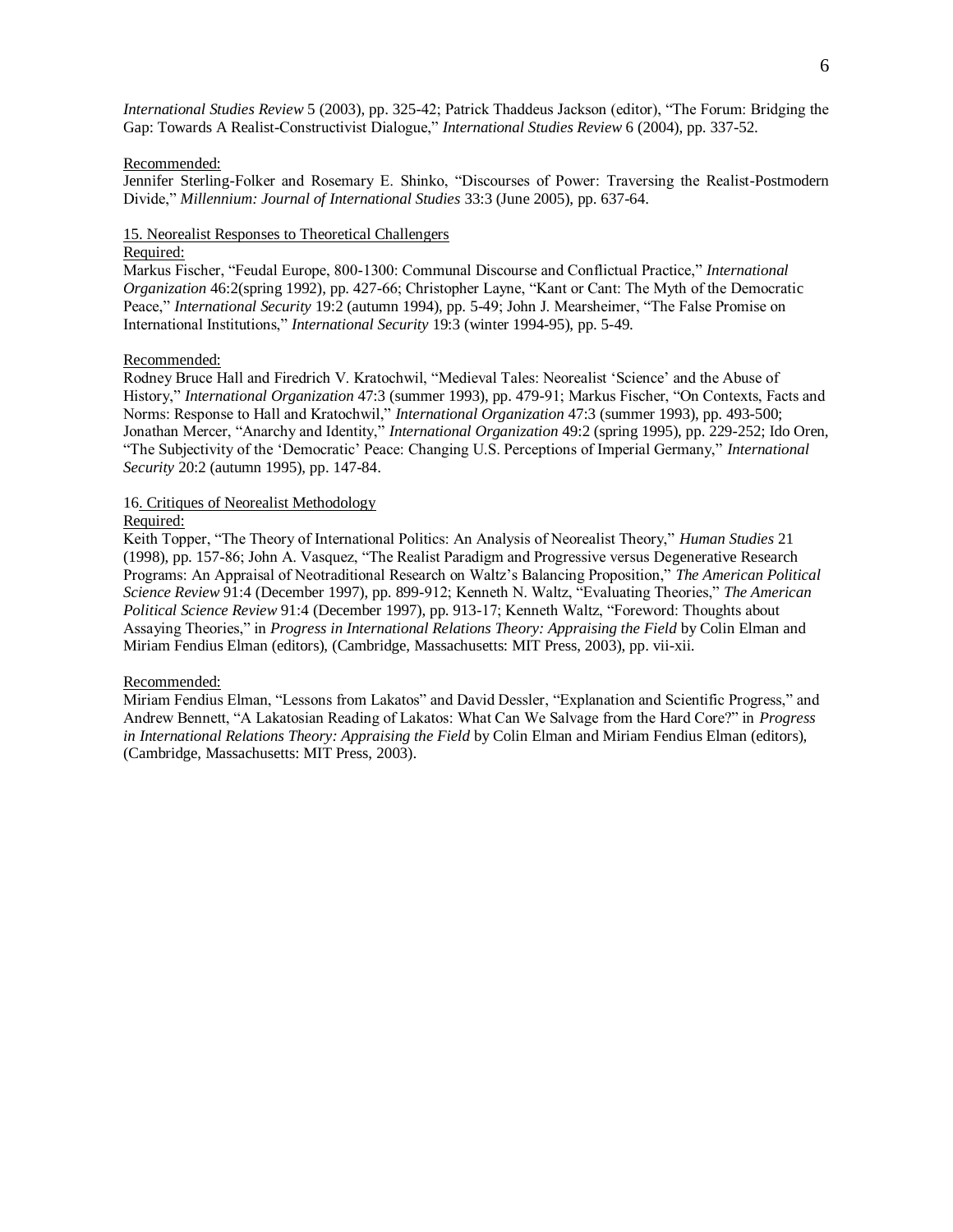*International Studies Review* 5 (2003), pp. 325-42; Patrick Thaddeus Jackson (editor), "The Forum: Bridging the Gap: Towards A Realist-Constructivist Dialogue," *International Studies Review* 6 (2004), pp. 337-52.

Recommended:
Jennifer Sterling-Folker and Rosemary E. Shinko, "Discourses of Power: Traversing the Realist-Postmodern Divide," *Millennium: Journal of International Studies* 33:3 (June 2005), pp. 637-64.

15. Neorealist Responses to Theoretical Challengers

Required:
Markus Fischer, "Feudal Europe, 800-1300: Communal Discourse and Conflictual Practice," *International Organization* 46:2(spring 1992), pp. 427-66; Christopher Layne, "Kant or Cant: The Myth of the Democratic Peace," *International Security* 19:2 (autumn 1994), pp. 5-49; John J. Mearsheimer, "The False Promise on International Institutions," *International Security* 19:3 (winter 1994-95), pp. 5-49.

Recommended:
Rodney Bruce Hall and Firedrich V. Kratochwil, "Medieval Tales: Neorealist 'Science' and the Abuse of History," *International Organization* 47:3 (summer 1993), pp. 479-91; Markus Fischer, "On Contexts, Facts and Norms: Response to Hall and Kratochwil," *International Organization* 47:3 (summer 1993), pp. 493-500; Jonathan Mercer, "Anarchy and Identity," *International Organization* 49:2 (spring 1995), pp. 229-252; Ido Oren, "The Subjectivity of the 'Democratic' Peace: Changing U.S. Perceptions of Imperial Germany," *International Security* 20:2 (autumn 1995), pp. 147-84.

16. Critiques of Neorealist Methodology

Required:
Keith Topper, "The Theory of International Politics: An Analysis of Neorealist Theory," *Human Studies* 21 (1998), pp. 157-86; John A. Vasquez, "The Realist Paradigm and Progressive versus Degenerative Research Programs: An Appraisal of Neotraditional Research on Waltz's Balancing Proposition," *The American Political Science Review* 91:4 (December 1997), pp. 899-912; Kenneth N. Waltz, "Evaluating Theories," *The American Political Science Review* 91:4 (December 1997), pp. 913-17; Kenneth Waltz, "Foreword: Thoughts about Assaying Theories," in *Progress in International Relations Theory: Appraising the Field* by Colin Elman and Miriam Fendius Elman (editors), (Cambridge, Massachusetts: MIT Press, 2003), pp. vii-xii.

Recommended:
Miriam Fendius Elman, "Lessons from Lakatos" and David Dessler, "Explanation and Scientific Progress," and Andrew Bennett, "A Lakatosian Reading of Lakatos: What Can We Salvage from the Hard Core?" in *Progress in International Relations Theory: Appraising the Field* by Colin Elman and Miriam Fendius Elman (editors), (Cambridge, Massachusetts: MIT Press, 2003).